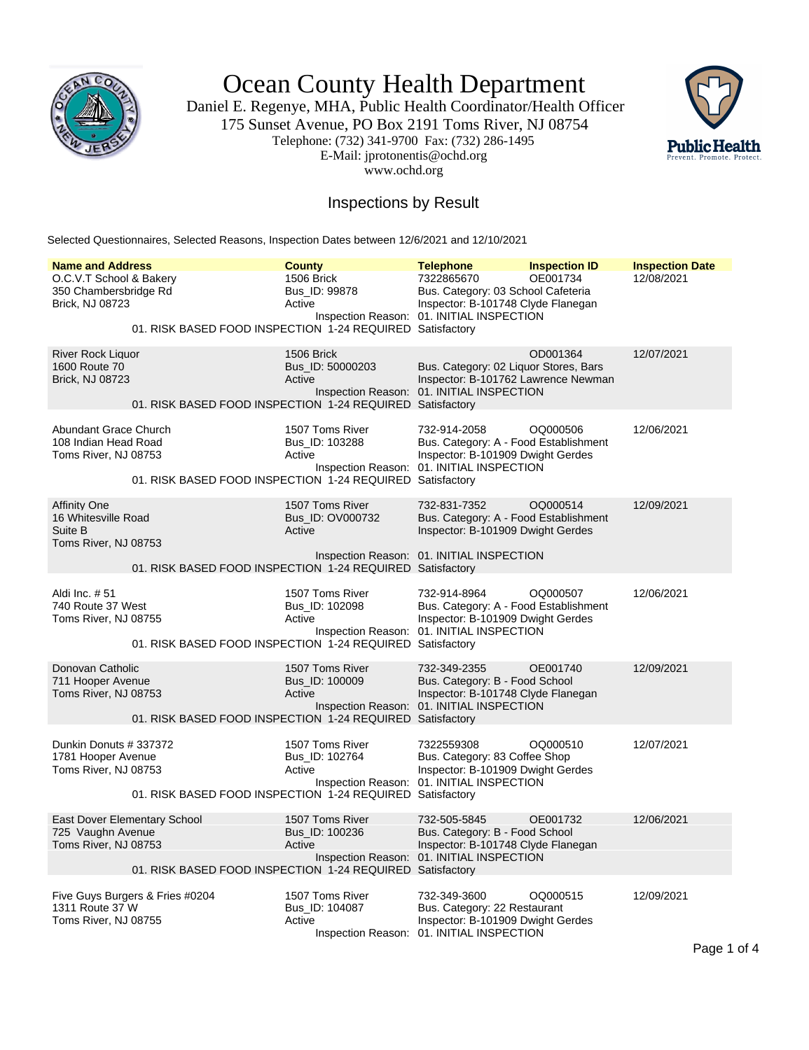# Ocean County Health Department

Daniel E. Regenye, MHA, Public Health Coordinator/Health Officer
175 Sunset Avenue, PO Box 2191 Toms River, NJ 08754
Telephone: (732) 341-9700 Fax: (732) 286-1495
E-Mail: jprotonentis@ochd.org
www.ochd.org

## Inspections by Result

Selected Questionnaires, Selected Reasons, Inspection Dates between 12/6/2021 and 12/10/2021

| Name and Address | County | Telephone | Inspection ID | Inspection Date |
|---|---|---|---|---|
| O.C.V.T School & Bakery<br>350 Chambersbridge Rd<br>Brick, NJ 08723 | 1506 Brick<br>Bus_ID: 99878<br>Active | 7322865670<br>Bus. Category: 03 School Cafeteria<br>Inspector: B-101748 Clyde Flanegan | OE001734 | 12/08/2021 |
| Inspection Reason: 01. INITIAL INSPECTION<br>01. RISK BASED FOOD INSPECTION 1-24 REQUIRED Satisfactory | | | | |
| River Rock Liquor<br>1600 Route 70<br>Brick, NJ 08723 | 1506 Brick<br>Bus_ID: 50000203<br>Active | Bus. Category: 02 Liquor Stores, Bars<br>Inspector: B-101762 Lawrence Newman | OD001364 | 12/07/2021 |
| Inspection Reason: 01. INITIAL INSPECTION<br>01. RISK BASED FOOD INSPECTION 1-24 REQUIRED Satisfactory | | | | |
| Abundant Grace Church<br>108 Indian Head Road<br>Toms River, NJ 08753 | 1507 Toms River<br>Bus_ID: 103288<br>Active | 732-914-2058<br>Bus. Category: A - Food Establishment<br>Inspector: B-101909 Dwight Gerdes | OQ000506 | 12/06/2021 |
| Inspection Reason: 01. INITIAL INSPECTION<br>01. RISK BASED FOOD INSPECTION 1-24 REQUIRED Satisfactory | | | | |
| Affinity One<br>16 Whitesville Road<br>Suite B<br>Toms River, NJ 08753 | 1507 Toms River<br>Bus_ID: OV000732<br>Active | 732-831-7352<br>Bus. Category: A - Food Establishment<br>Inspector: B-101909 Dwight Gerdes | OQ000514 | 12/09/2021 |
| Inspection Reason: 01. INITIAL INSPECTION<br>01. RISK BASED FOOD INSPECTION 1-24 REQUIRED Satisfactory | | | | |
| Aldi Inc. # 51<br>740 Route 37 West<br>Toms River, NJ 08755 | 1507 Toms River<br>Bus_ID: 102098<br>Active | 732-914-8964<br>Bus. Category: A - Food Establishment<br>Inspector: B-101909 Dwight Gerdes | OQ000507 | 12/06/2021 |
| Inspection Reason: 01. INITIAL INSPECTION<br>01. RISK BASED FOOD INSPECTION 1-24 REQUIRED Satisfactory | | | | |
| Donovan Catholic<br>711 Hooper Avenue<br>Toms River, NJ 08753 | 1507 Toms River<br>Bus_ID: 100009<br>Active | 732-349-2355<br>Bus. Category: B - Food School<br>Inspector: B-101748 Clyde Flanegan | OE001740 | 12/09/2021 |
| Inspection Reason: 01. INITIAL INSPECTION<br>01. RISK BASED FOOD INSPECTION 1-24 REQUIRED Satisfactory | | | | |
| Dunkin Donuts # 337372<br>1781 Hooper Avenue<br>Toms River, NJ 08753 | 1507 Toms River<br>Bus_ID: 102764<br>Active | 7322559308<br>Bus. Category: 83 Coffee Shop<br>Inspector: B-101909 Dwight Gerdes | OQ000510 | 12/07/2021 |
| Inspection Reason: 01. INITIAL INSPECTION<br>01. RISK BASED FOOD INSPECTION 1-24 REQUIRED Satisfactory | | | | |
| East Dover Elementary School<br>725 Vaughn Avenue<br>Toms River, NJ 08753 | 1507 Toms River<br>Bus_ID: 100236<br>Active | 732-505-5845<br>Bus. Category: B - Food School<br>Inspector: B-101748 Clyde Flanegan | OE001732 | 12/06/2021 |
| Inspection Reason: 01. INITIAL INSPECTION<br>01. RISK BASED FOOD INSPECTION 1-24 REQUIRED Satisfactory | | | | |
| Five Guys Burgers & Fries #0204<br>1311 Route 37 W<br>Toms River, NJ 08755 | 1507 Toms River<br>Bus_ID: 104087<br>Active | 732-349-3600<br>Bus. Category: 22 Restaurant<br>Inspector: B-101909 Dwight Gerdes | OQ000515 | 12/09/2021 |
| Inspection Reason: 01. INITIAL INSPECTION | | | | |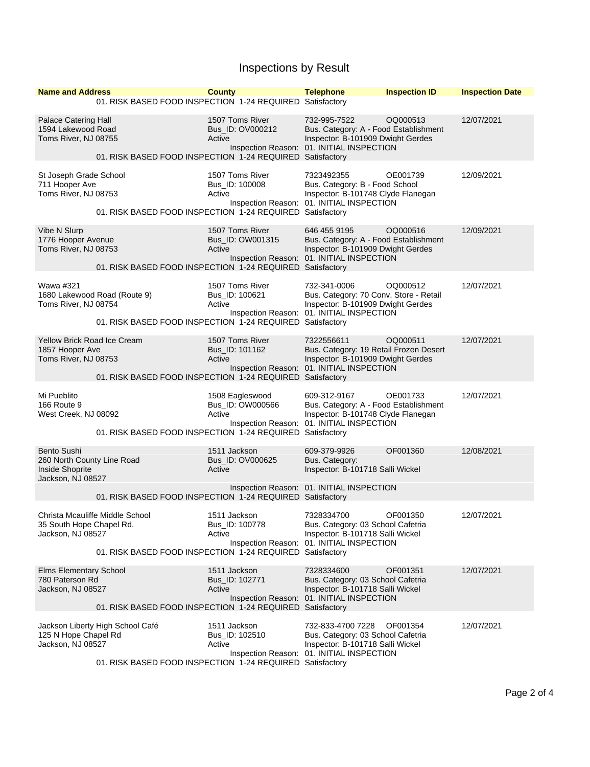# Inspections by Result

| Name and Address | County | Telephone | Inspection ID | Inspection Date |
|---|---|---|---|---|
| | | 01. RISK BASED FOOD INSPECTION 1-24 REQUIRED Satisfactory | | |
| Palace Catering Hall<br>1594 Lakewood Road<br>Toms River, NJ 08755 | 1507 Toms River<br>Bus_ID: OV000212<br>Active | 732-995-7522<br>Bus. Category: A - Food Establishment<br>Inspector: B-101909 Dwight Gerdes<br>Inspection Reason: 01. INITIAL INSPECTION<br>01. RISK BASED FOOD INSPECTION 1-24 REQUIRED Satisfactory | OQ000513 | 12/07/2021 |
| St Joseph Grade School<br>711 Hooper Ave<br>Toms River, NJ 08753 | 1507 Toms River<br>Bus_ID: 100008<br>Active | 7323492355<br>Bus. Category: B - Food School<br>Inspector: B-101748 Clyde Flanegan<br>Inspection Reason: 01. INITIAL INSPECTION<br>01. RISK BASED FOOD INSPECTION 1-24 REQUIRED Satisfactory | OE001739 | 12/09/2021 |
| Vibe N Slurp<br>1776 Hooper Avenue<br>Toms River, NJ 08753 | 1507 Toms River<br>Bus_ID: OW001315<br>Active | 646 455 9195<br>Bus. Category: A - Food Establishment<br>Inspector: B-101909 Dwight Gerdes<br>Inspection Reason: 01. INITIAL INSPECTION<br>01. RISK BASED FOOD INSPECTION 1-24 REQUIRED Satisfactory | OQ000516 | 12/09/2021 |
| Wawa #321<br>1680 Lakewood Road (Route 9)<br>Toms River, NJ 08754 | 1507 Toms River<br>Bus_ID: 100621<br>Active | 732-341-0006<br>Bus. Category: 70 Conv. Store - Retail<br>Inspector: B-101909 Dwight Gerdes<br>Inspection Reason: 01. INITIAL INSPECTION<br>01. RISK BASED FOOD INSPECTION 1-24 REQUIRED Satisfactory | OQ000512 | 12/07/2021 |
| Yellow Brick Road Ice Cream<br>1857 Hooper Ave<br>Toms River, NJ 08753 | 1507 Toms River<br>Bus_ID: 101162<br>Active | 7322556611<br>Bus. Category: 19 Retail Frozen Desert<br>Inspector: B-101909 Dwight Gerdes<br>Inspection Reason: 01. INITIAL INSPECTION<br>01. RISK BASED FOOD INSPECTION 1-24 REQUIRED Satisfactory | OQ000511 | 12/07/2021 |
| Mi Pueblito<br>166 Route 9<br>West Creek, NJ 08092 | 1508 Eagleswood<br>Bus_ID: OW000566<br>Active | 609-312-9167<br>Bus. Category: A - Food Establishment<br>Inspector: B-101748 Clyde Flanegan<br>Inspection Reason: 01. INITIAL INSPECTION<br>01. RISK BASED FOOD INSPECTION 1-24 REQUIRED Satisfactory | OE001733 | 12/07/2021 |
| Bento Sushi<br>260 North County Line Road<br>Inside Shoprite<br>Jackson, NJ 08527 | 1511 Jackson<br>Bus_ID: OV000625<br>Active | 609-379-9926<br>Bus. Category:<br>Inspector: B-101718 Salli Wickel<br>Inspection Reason: 01. INITIAL INSPECTION<br>01. RISK BASED FOOD INSPECTION 1-24 REQUIRED Satisfactory | OF001360 | 12/08/2021 |
| Christa Mcauliffe Middle School<br>35 South Hope Chapel Rd.<br>Jackson, NJ 08527 | 1511 Jackson<br>Bus_ID: 100778<br>Active | 7328334700<br>Bus. Category: 03 School Cafetria<br>Inspector: B-101718 Salli Wickel<br>Inspection Reason: 01. INITIAL INSPECTION<br>01. RISK BASED FOOD INSPECTION 1-24 REQUIRED Satisfactory | OF001350 | 12/07/2021 |
| Elms Elementary School<br>780 Paterson Rd<br>Jackson, NJ 08527 | 1511 Jackson<br>Bus_ID: 102771<br>Active | 7328334600<br>Bus. Category: 03 School Cafetria<br>Inspector: B-101718 Salli Wickel<br>Inspection Reason: 01. INITIAL INSPECTION<br>01. RISK BASED FOOD INSPECTION 1-24 REQUIRED Satisfactory | OF001351 | 12/07/2021 |
| Jackson Liberty High School Café<br>125 N Hope Chapel Rd<br>Jackson, NJ 08527 | 1511 Jackson<br>Bus_ID: 102510<br>Active | 732-833-4700 7228<br>Bus. Category: 03 School Cafetria<br>Inspector: B-101718 Salli Wickel<br>Inspection Reason: 01. INITIAL INSPECTION<br>01. RISK BASED FOOD INSPECTION 1-24 REQUIRED Satisfactory | OF001354 | 12/07/2021 |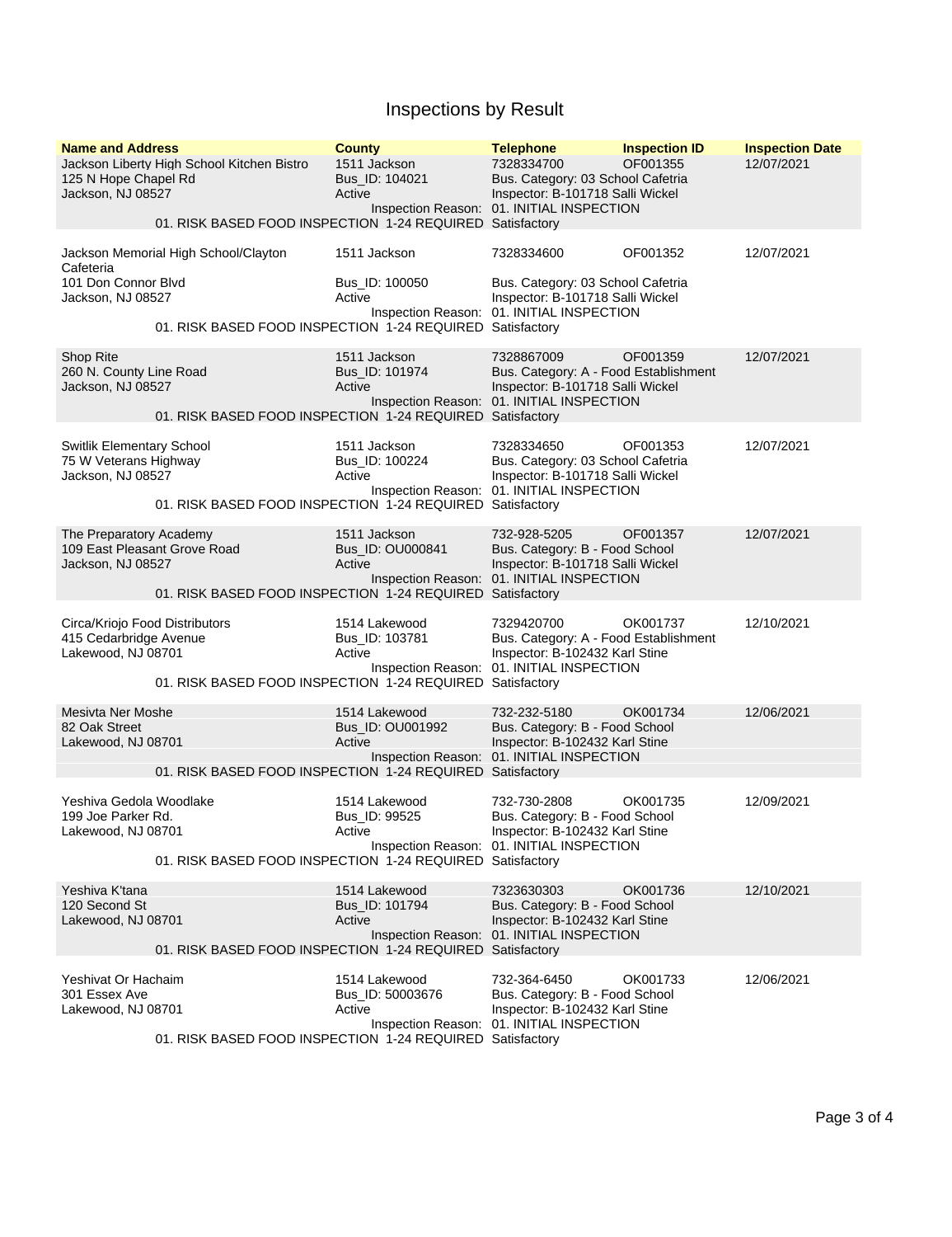# Inspections by Result

| Name and Address | County | Telephone | Inspection ID | Inspection Date |
|---|---|---|---|---|
| Jackson Liberty High School Kitchen Bistro<br>125 N Hope Chapel Rd<br>Jackson, NJ 08527 | 1511 Jackson<br>Bus_ID: 104021<br>Active | 7328334700<br>Bus. Category: 03 School Cafetria<br>Inspector: B-101718 Salli Wickel | OF001355 | 12/07/2021 |
| | Inspection Reason: | 01. INITIAL INSPECTION | | |
| 01. RISK BASED FOOD INSPECTION 1-24 REQUIRED | | Satisfactory | | |
| Jackson Memorial High School/Clayton Cafeteria<br>101 Don Connor Blvd<br>Jackson, NJ 08527 | 1511 Jackson<br>Bus_ID: 100050<br>Active | 7328334600<br>Bus. Category: 03 School Cafetria<br>Inspector: B-101718 Salli Wickel | OF001352 | 12/07/2021 |
| | Inspection Reason: | 01. INITIAL INSPECTION | | |
| 01. RISK BASED FOOD INSPECTION 1-24 REQUIRED | | Satisfactory | | |
| Shop Rite<br>260 N. County Line Road<br>Jackson, NJ 08527 | 1511 Jackson<br>Bus_ID: 101974<br>Active | 7328867009<br>Bus. Category: A - Food Establishment<br>Inspector: B-101718 Salli Wickel | OF001359 | 12/07/2021 |
| | Inspection Reason: | 01. INITIAL INSPECTION | | |
| 01. RISK BASED FOOD INSPECTION 1-24 REQUIRED | | Satisfactory | | |
| Switlik Elementary School<br>75 W Veterans Highway<br>Jackson, NJ 08527 | 1511 Jackson<br>Bus_ID: 100224<br>Active | 7328334650<br>Bus. Category: 03 School Cafetria<br>Inspector: B-101718 Salli Wickel | OF001353 | 12/07/2021 |
| | Inspection Reason: | 01. INITIAL INSPECTION | | |
| 01. RISK BASED FOOD INSPECTION 1-24 REQUIRED | | Satisfactory | | |
| The Preparatory Academy<br>109 East Pleasant Grove Road<br>Jackson, NJ 08527 | 1511 Jackson<br>Bus_ID: OU000841<br>Active | 732-928-5205<br>Bus. Category: B - Food School<br>Inspector: B-101718 Salli Wickel | OF001357 | 12/07/2021 |
| | Inspection Reason: | 01. INITIAL INSPECTION | | |
| 01. RISK BASED FOOD INSPECTION 1-24 REQUIRED | | Satisfactory | | |
| Circa/Kriojo Food Distributors<br>415 Cedarbridge Avenue<br>Lakewood, NJ 08701 | 1514 Lakewood<br>Bus_ID: 103781<br>Active | 7329420700<br>Bus. Category: A - Food Establishment<br>Inspector: B-102432 Karl Stine | OK001737 | 12/10/2021 |
| | Inspection Reason: | 01. INITIAL INSPECTION | | |
| 01. RISK BASED FOOD INSPECTION 1-24 REQUIRED | | Satisfactory | | |
| Mesivta Ner Moshe<br>82 Oak Street<br>Lakewood, NJ 08701 | 1514 Lakewood<br>Bus_ID: OU001992<br>Active | 732-232-5180<br>Bus. Category: B - Food School<br>Inspector: B-102432 Karl Stine | OK001734 | 12/06/2021 |
| | Inspection Reason: | 01. INITIAL INSPECTION | | |
| 01. RISK BASED FOOD INSPECTION 1-24 REQUIRED | | Satisfactory | | |
| Yeshiva Gedola Woodlake<br>199 Joe Parker Rd.<br>Lakewood, NJ 08701 | 1514 Lakewood<br>Bus_ID: 99525<br>Active | 732-730-2808<br>Bus. Category: B - Food School<br>Inspector: B-102432 Karl Stine | OK001735 | 12/09/2021 |
| | Inspection Reason: | 01. INITIAL INSPECTION | | |
| 01. RISK BASED FOOD INSPECTION 1-24 REQUIRED | | Satisfactory | | |
| Yeshiva K'tana<br>120 Second St<br>Lakewood, NJ 08701 | 1514 Lakewood<br>Bus_ID: 101794<br>Active | 7323630303<br>Bus. Category: B - Food School<br>Inspector: B-102432 Karl Stine | OK001736 | 12/10/2021 |
| | Inspection Reason: | 01. INITIAL INSPECTION | | |
| 01. RISK BASED FOOD INSPECTION 1-24 REQUIRED | | Satisfactory | | |
| Yeshivat Or Hachaim<br>301 Essex Ave<br>Lakewood, NJ 08701 | 1514 Lakewood<br>Bus_ID: 50003676<br>Active | 732-364-6450<br>Bus. Category: B - Food School<br>Inspector: B-102432 Karl Stine | OK001733 | 12/06/2021 |
| | Inspection Reason: | 01. INITIAL INSPECTION | | |
| 01. RISK BASED FOOD INSPECTION 1-24 REQUIRED | | Satisfactory | | |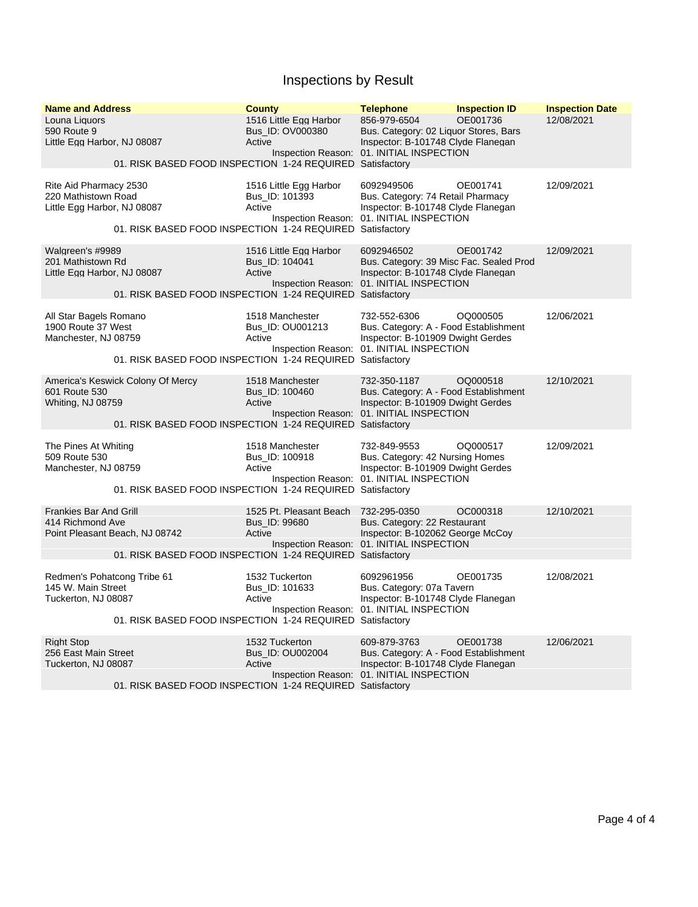# Inspections by Result

| Name and Address | County | Telephone | Inspection ID | Inspection Date |
|---|---|---|---|---|
| Louna Liquors<br>590 Route 9<br>Little Egg Harbor, NJ 08087 | 1516 Little Egg Harbor<br>Bus_ID: OV000380<br>Active | 856-979-6504<br>Bus. Category: 02 Liquor Stores, Bars<br>Inspector: B-101748 Clyde Flanegan | OE001736 | 12/08/2021 |
| | Inspection Reason: | 01. INITIAL INSPECTION | | |
| 01. RISK BASED FOOD INSPECTION 1-24 REQUIRED | | Satisfactory | | |
| Rite Aid Pharmacy 2530<br>220 Mathistown Road<br>Little Egg Harbor, NJ 08087 | 1516 Little Egg Harbor<br>Bus_ID: 101393<br>Active | 6092949506<br>Bus. Category: 74 Retail Pharmacy<br>Inspector: B-101748 Clyde Flanegan | OE001741 | 12/09/2021 |
| | Inspection Reason: | 01. INITIAL INSPECTION | | |
| 01. RISK BASED FOOD INSPECTION 1-24 REQUIRED | | Satisfactory | | |
| Walgreen's #9989<br>201 Mathistown Rd<br>Little Egg Harbor, NJ 08087 | 1516 Little Egg Harbor<br>Bus_ID: 104041<br>Active | 6092946502<br>Bus. Category: 39 Misc Fac. Sealed Prod<br>Inspector: B-101748 Clyde Flanegan | OE001742 | 12/09/2021 |
| | Inspection Reason: | 01. INITIAL INSPECTION | | |
| 01. RISK BASED FOOD INSPECTION 1-24 REQUIRED | | Satisfactory | | |
| All Star Bagels Romano<br>1900 Route 37 West<br>Manchester, NJ 08759 | 1518 Manchester<br>Bus_ID: OU001213<br>Active | 732-552-6306<br>Bus. Category: A - Food Establishment<br>Inspector: B-101909 Dwight Gerdes | OQ000505 | 12/06/2021 |
| | Inspection Reason: | 01. INITIAL INSPECTION | | |
| 01. RISK BASED FOOD INSPECTION 1-24 REQUIRED | | Satisfactory | | |
| America's Keswick Colony Of Mercy<br>601 Route 530<br>Whiting, NJ 08759 | 1518 Manchester<br>Bus_ID: 100460<br>Active | 732-350-1187<br>Bus. Category: A - Food Establishment<br>Inspector: B-101909 Dwight Gerdes | OQ000518 | 12/10/2021 |
| | Inspection Reason: | 01. INITIAL INSPECTION | | |
| 01. RISK BASED FOOD INSPECTION 1-24 REQUIRED | | Satisfactory | | |
| The Pines At Whiting<br>509 Route 530<br>Manchester, NJ 08759 | 1518 Manchester<br>Bus_ID: 100918<br>Active | 732-849-9553<br>Bus. Category: 42 Nursing Homes<br>Inspector: B-101909 Dwight Gerdes | OQ000517 | 12/09/2021 |
| | Inspection Reason: | 01. INITIAL INSPECTION | | |
| 01. RISK BASED FOOD INSPECTION 1-24 REQUIRED | | Satisfactory | | |
| Frankies Bar And Grill<br>414 Richmond Ave<br>Point Pleasant Beach, NJ 08742 | 1525 Pt. Pleasant Beach<br>Bus_ID: 99680<br>Active | 732-295-0350<br>Bus. Category: 22 Restaurant<br>Inspector: B-102062 George McCoy | OC000318 | 12/10/2021 |
| | Inspection Reason: | 01. INITIAL INSPECTION | | |
| 01. RISK BASED FOOD INSPECTION 1-24 REQUIRED | | Satisfactory | | |
| Redmen's Pohatcong Tribe 61<br>145 W. Main Street<br>Tuckerton, NJ 08087 | 1532 Tuckerton<br>Bus_ID: 101633<br>Active | 6092961956<br>Bus. Category: 07a Tavern<br>Inspector: B-101748 Clyde Flanegan | OE001735 | 12/08/2021 |
| | Inspection Reason: | 01. INITIAL INSPECTION | | |
| 01. RISK BASED FOOD INSPECTION 1-24 REQUIRED | | Satisfactory | | |
| Right Stop<br>256 East Main Street<br>Tuckerton, NJ 08087 | 1532 Tuckerton<br>Bus_ID: OU002004<br>Active | 609-879-3763<br>Bus. Category: A - Food Establishment<br>Inspector: B-101748 Clyde Flanegan | OE001738 | 12/06/2021 |
| | Inspection Reason: | 01. INITIAL INSPECTION | | |
| 01. RISK BASED FOOD INSPECTION 1-24 REQUIRED | | Satisfactory | | |